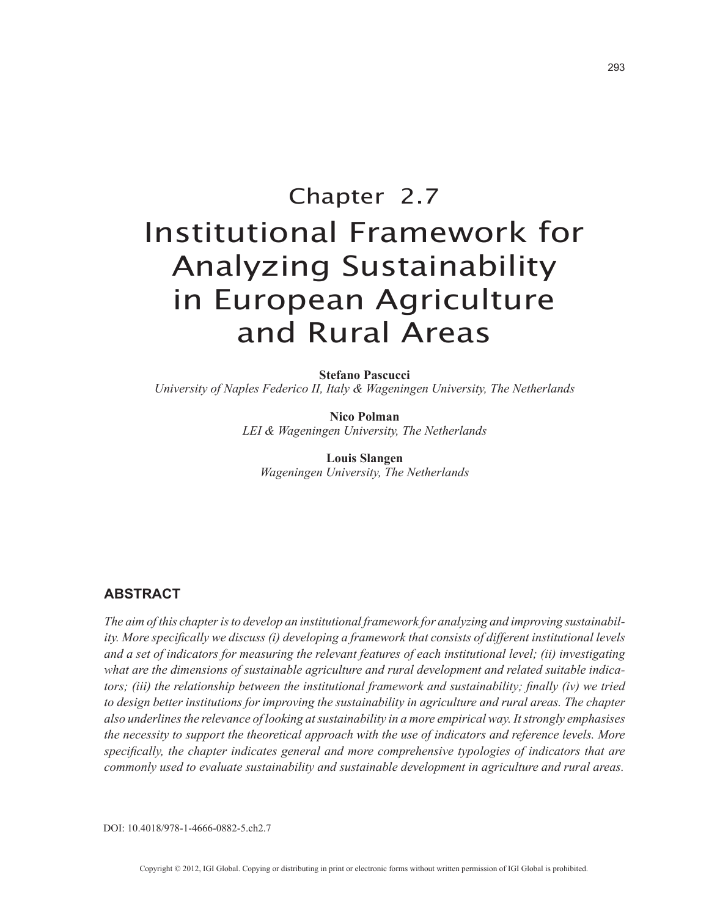# Chapter 2.7
# Institutional Framework for Analyzing Sustainability in European Agriculture and Rural Areas

**Stefano Pascucci**
*University of Naples Federico II, Italy & Wageningen University, The Netherlands*

**Nico Polman**
*LEI & Wageningen University, The Netherlands*

**Louis Slangen**
*Wageningen University, The Netherlands*

## ABSTRACT

*The aim of this chapter is to develop an institutional framework for analyzing and improving sustainability. More specifically we discuss (i) developing a framework that consists of different institutional levels and a set of indicators for measuring the relevant features of each institutional level; (ii) investigating what are the dimensions of sustainable agriculture and rural development and related suitable indicators; (iii) the relationship between the institutional framework and sustainability; finally (iv) we tried to design better institutions for improving the sustainability in agriculture and rural areas. The chapter also underlines the relevance of looking at sustainability in a more empirical way. It strongly emphasises the necessity to support the theoretical approach with the use of indicators and reference levels. More specifically, the chapter indicates general and more comprehensive typologies of indicators that are commonly used to evaluate sustainability and sustainable development in agriculture and rural areas.*

DOI: 10.4018/978-1-4666-0882-5.ch2.7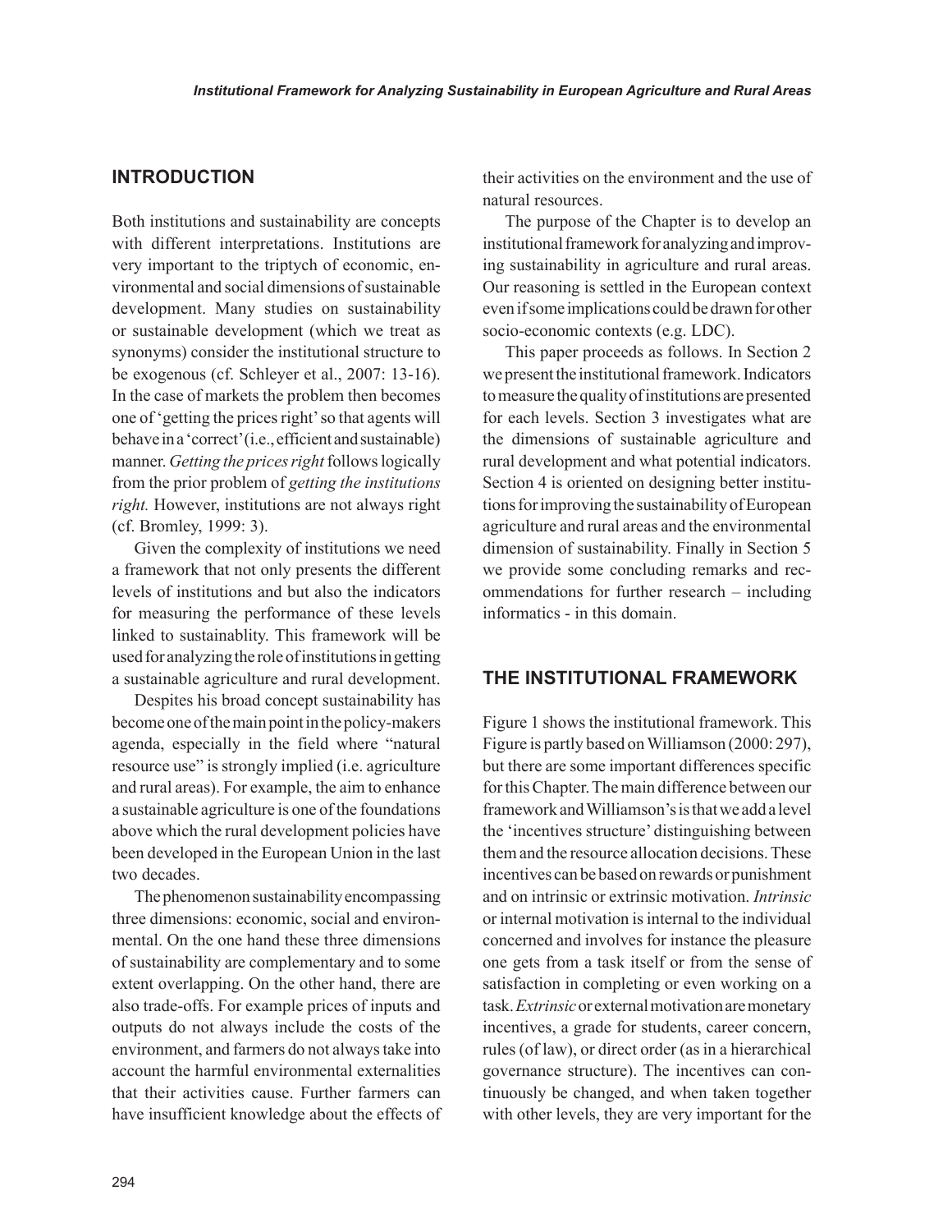## INTRODUCTION

Both institutions and sustainability are concepts with different interpretations. Institutions are very important to the triptych of economic, environmental and social dimensions of sustainable development. Many studies on sustainability or sustainable development (which we treat as synonyms) consider the institutional structure to be exogenous (cf. Schleyer et al., 2007: 13-16). In the case of markets the problem then becomes one of 'getting the prices right' so that agents will behave in a 'correct' (i.e., efficient and sustainable) manner. *Getting the prices right* follows logically from the prior problem of *getting the institutions right.* However, institutions are not always right (cf. Bromley, 1999: 3).

Given the complexity of institutions we need a framework that not only presents the different levels of institutions and but also the indicators for measuring the performance of these levels linked to sustainablity. This framework will be used for analyzing the role of institutions in getting a sustainable agriculture and rural development.

Despites his broad concept sustainability has become one of the main point in the policy-makers agenda, especially in the field where "natural resource use" is strongly implied (i.e. agriculture and rural areas). For example, the aim to enhance a sustainable agriculture is one of the foundations above which the rural development policies have been developed in the European Union in the last two decades.

The phenomenon sustainability encompassing three dimensions: economic, social and environmental. On the one hand these three dimensions of sustainability are complementary and to some extent overlapping. On the other hand, there are also trade-offs. For example prices of inputs and outputs do not always include the costs of the environment, and farmers do not always take into account the harmful environmental externalities that their activities cause. Further farmers can have insufficient knowledge about the effects of their activities on the environment and the use of natural resources.

The purpose of the Chapter is to develop an institutional framework for analyzing and improving sustainability in agriculture and rural areas. Our reasoning is settled in the European context even if some implications could be drawn for other socio-economic contexts (e.g. LDC).

This paper proceeds as follows. In Section 2 we present the institutional framework. Indicators to measure the quality of institutions are presented for each levels. Section 3 investigates what are the dimensions of sustainable agriculture and rural development and what potential indicators. Section 4 is oriented on designing better institutions for improving the sustainability of European agriculture and rural areas and the environmental dimension of sustainability. Finally in Section 5 we provide some concluding remarks and recommendations for further research – including informatics - in this domain.

## THE INSTITUTIONAL FRAMEWORK

Figure 1 shows the institutional framework. This Figure is partly based on Williamson (2000: 297), but there are some important differences specific for this Chapter. The main difference between our framework and Williamson's is that we add a level the 'incentives structure' distinguishing between them and the resource allocation decisions. These incentives can be based on rewards or punishment and on intrinsic or extrinsic motivation. *Intrinsic* or internal motivation is internal to the individual concerned and involves for instance the pleasure one gets from a task itself or from the sense of satisfaction in completing or even working on a task. *Extrinsic* or external motivation are monetary incentives, a grade for students, career concern, rules (of law), or direct order (as in a hierarchical governance structure). The incentives can continuously be changed, and when taken together with other levels, they are very important for the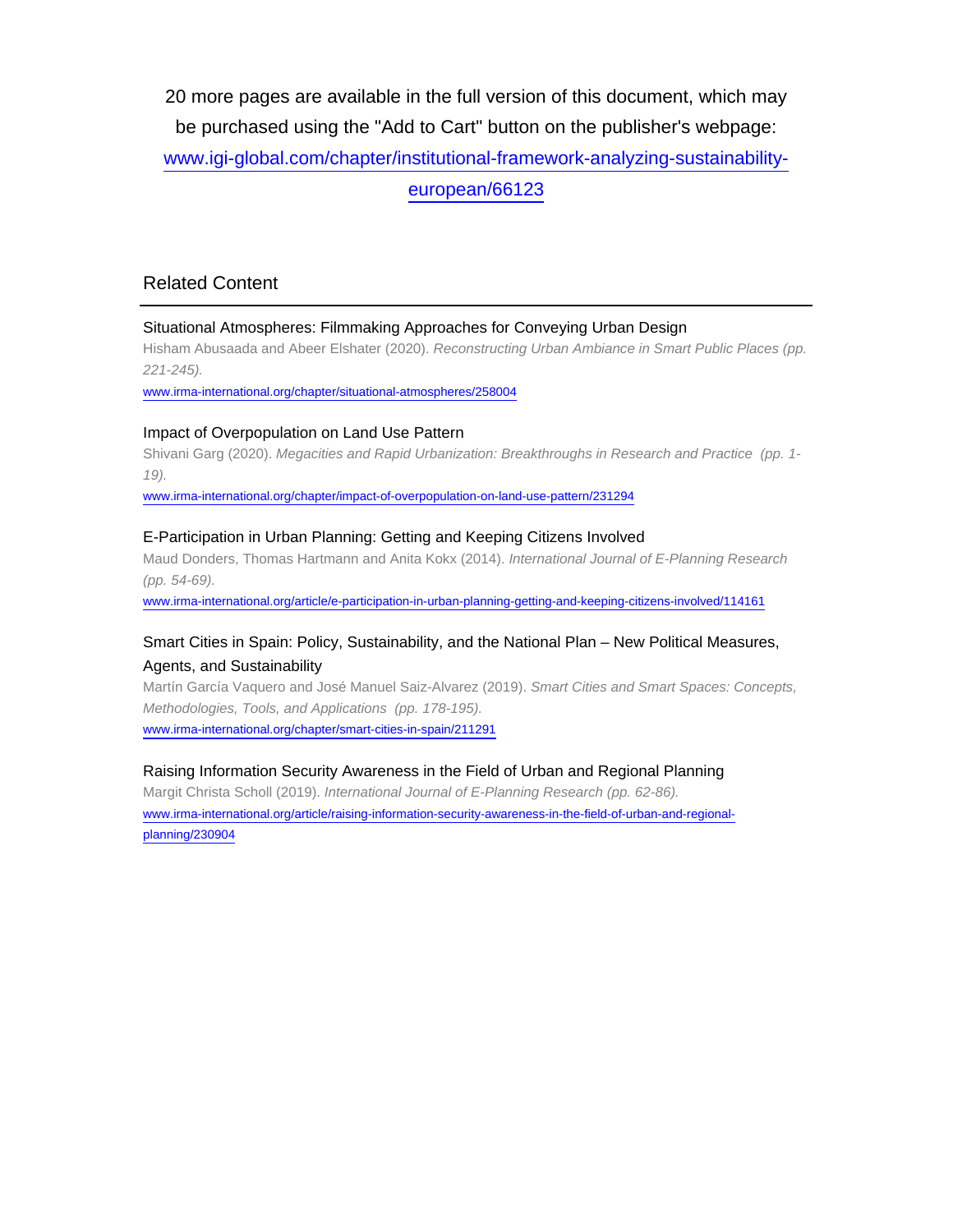20 more pages are available in the full version of this document, which may be purchased using the "Add to Cart" button on the publisher's webpage: www.igi-global.com/chapter/institutional-framework-analyzing-sustainability-european/66123

## Related Content

Situational Atmospheres: Filmmaking Approaches for Conveying Urban Design
Hisham Abusaada and Abeer Elshater (2020). *Reconstructing Urban Ambiance in Smart Public Places (pp. 221-245).*
www.irma-international.org/chapter/situational-atmospheres/258004

Impact of Overpopulation on Land Use Pattern
Shivani Garg (2020). *Megacities and Rapid Urbanization: Breakthroughs in Research and Practice (pp. 1-19).*
www.irma-international.org/chapter/impact-of-overpopulation-on-land-use-pattern/231294

E-Participation in Urban Planning: Getting and Keeping Citizens Involved
Maud Donders, Thomas Hartmann and Anita Kokx (2014). *International Journal of E-Planning Research (pp. 54-69).*
www.irma-international.org/article/e-participation-in-urban-planning-getting-and-keeping-citizens-involved/114161

Smart Cities in Spain: Policy, Sustainability, and the National Plan – New Political Measures, Agents, and Sustainability
Martín García Vaquero and José Manuel Saiz-Alvarez (2019). *Smart Cities and Smart Spaces: Concepts, Methodologies, Tools, and Applications (pp. 178-195).*
www.irma-international.org/chapter/smart-cities-in-spain/211291

Raising Information Security Awareness in the Field of Urban and Regional Planning
Margit Christa Scholl (2019). *International Journal of E-Planning Research (pp. 62-86).*
www.irma-international.org/article/raising-information-security-awareness-in-the-field-of-urban-and-regional-planning/230904